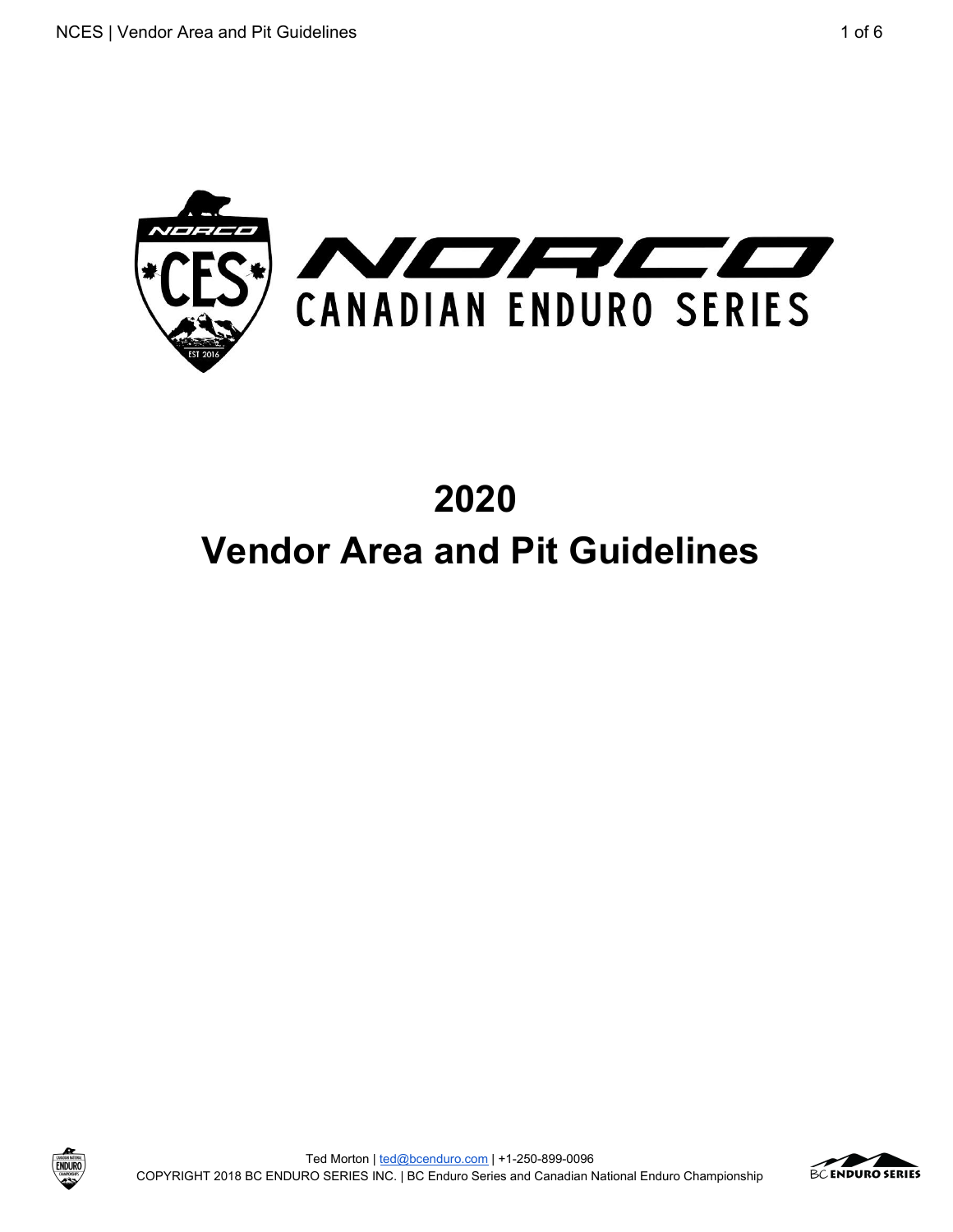NORCO CANADIAN ENDURO SERIES

# 2020
# Vendor Area and Pit Guidelines

Ted Morton | ted@bcenduro.com | +1-250-899-0096
COPYRIGHT 2018 BC ENDURO SERIES INC. | BC Enduro Series and Canadian National Enduro Championship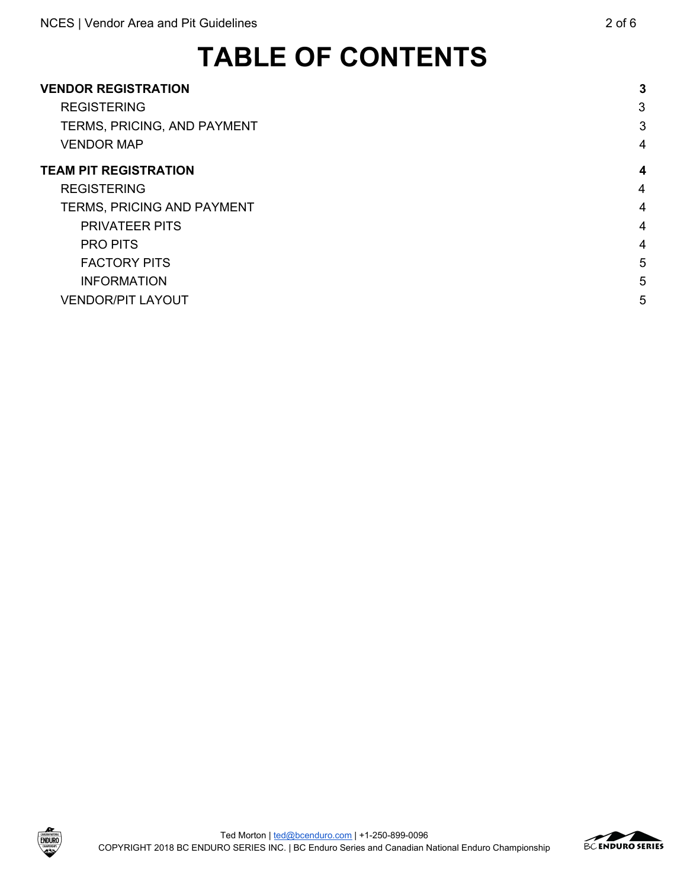# TABLE OF CONTENTS

**VENDOR REGISTRATION** **3**

- REGISTERING 3
- TERMS, PRICING, AND PAYMENT 3
- VENDOR MAP 4

**TEAM PIT REGISTRATION** **4**

- REGISTERING 4
- TERMS, PRICING AND PAYMENT 4
  - PRIVATEER PITS 4
  - PRO PITS 4
  - FACTORY PITS 5
  - INFORMATION 5
- VENDOR/PIT LAYOUT 5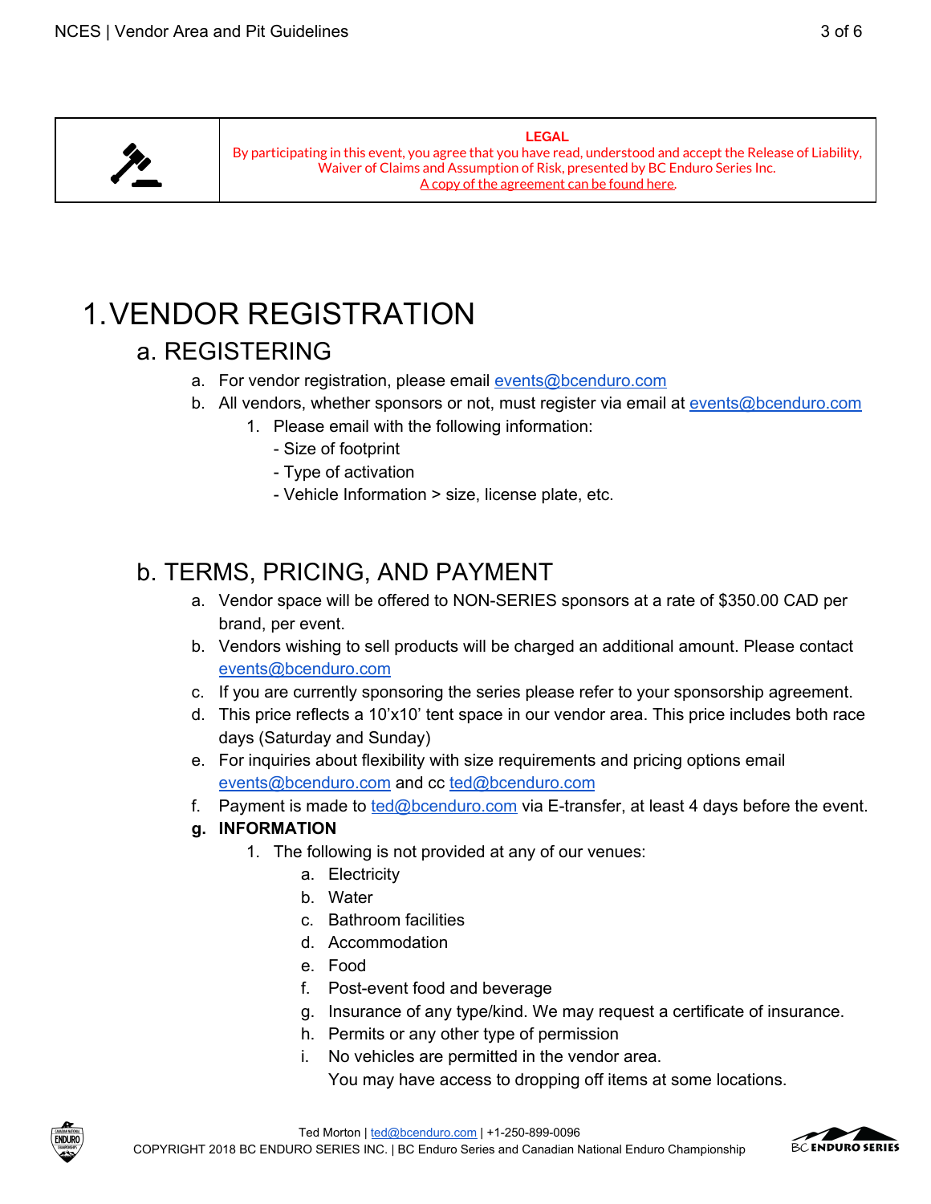**LEGAL**
By participating in this event, you agree that you have read, understood and accept the Release of Liability, Waiver of Claims and Assumption of Risk, presented by BC Enduro Series Inc.
A copy of the agreement can be found here.

# 1. VENDOR REGISTRATION

## a. REGISTERING

a. For vendor registration, please email events@bcenduro.com
b. All vendors, whether sponsors or not, must register via email at events@bcenduro.com
    1. Please email with the following information:
        - Size of footprint
        - Type of activation
        - Vehicle Information > size, license plate, etc.

## b. TERMS, PRICING, AND PAYMENT

a. Vendor space will be offered to NON-SERIES sponsors at a rate of $350.00 CAD per brand, per event.
b. Vendors wishing to sell products will be charged an additional amount. Please contact events@bcenduro.com
c. If you are currently sponsoring the series please refer to your sponsorship agreement.
d. This price reflects a 10'x10' tent space in our vendor area. This price includes both race days (Saturday and Sunday)
e. For inquiries about flexibility with size requirements and pricing options email events@bcenduro.com and cc ted@bcenduro.com
f. Payment is made to ted@bcenduro.com via E-transfer, at least 4 days before the event.
**g. INFORMATION**
    1. The following is not provided at any of our venues:
        a. Electricity
        b. Water
        c. Bathroom facilities
        d. Accommodation
        e. Food
        f. Post-event food and beverage
        g. Insurance of any type/kind. We may request a certificate of insurance.
        h. Permits or any other type of permission
        i. No vehicles are permitted in the vendor area.
           You may have access to dropping off items at some locations.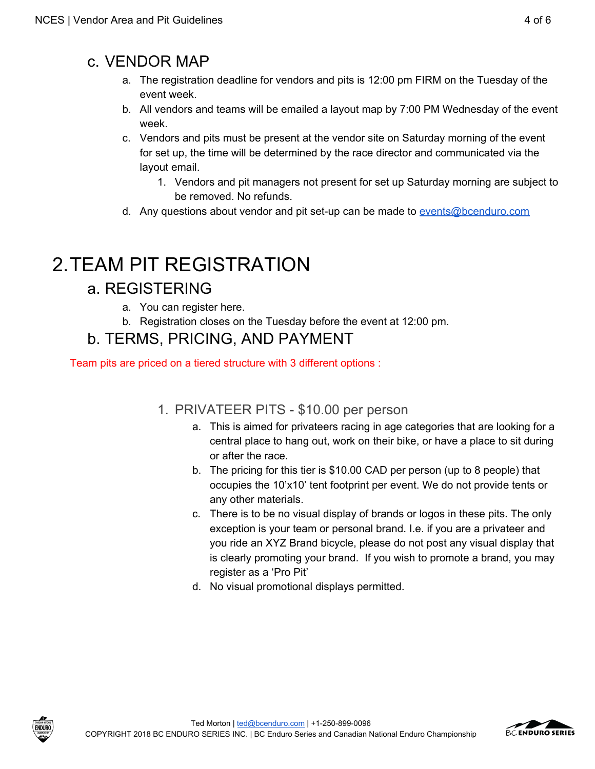### c. VENDOR MAP

a. The registration deadline for vendors and pits is 12:00 pm FIRM on the Tuesday of the event week.
b. All vendors and teams will be emailed a layout map by 7:00 PM Wednesday of the event week.
c. Vendors and pits must be present at the vendor site on Saturday morning of the event for set up, the time will be determined by the race director and communicated via the layout email.
    1. Vendors and pit managers not present for set up Saturday morning are subject to be removed. No refunds.
d. Any questions about vendor and pit set-up can be made to [events@bcenduro.com](mailto:events@bcenduro.com)

# 2. TEAM PIT REGISTRATION

## a. REGISTERING

a. You can register here.
b. Registration closes on the Tuesday before the event at 12:00 pm.

## b. TERMS, PRICING, AND PAYMENT

Team pits are priced on a tiered structure with 3 different options :

### 1. PRIVATEER PITS - $10.00 per person

a. This is aimed for privateers racing in age categories that are looking for a central place to hang out, work on their bike, or have a place to sit during or after the race.
b. The pricing for this tier is $10.00 CAD per person (up to 8 people) that occupies the 10'x10' tent footprint per event. We do not provide tents or any other materials.
c. There is to be no visual display of brands or logos in these pits. The only exception is your team or personal brand. I.e. if you are a privateer and you ride an XYZ Brand bicycle, please do not post any visual display that is clearly promoting your brand. If you wish to promote a brand, you may register as a 'Pro Pit'
d. No visual promotional displays permitted.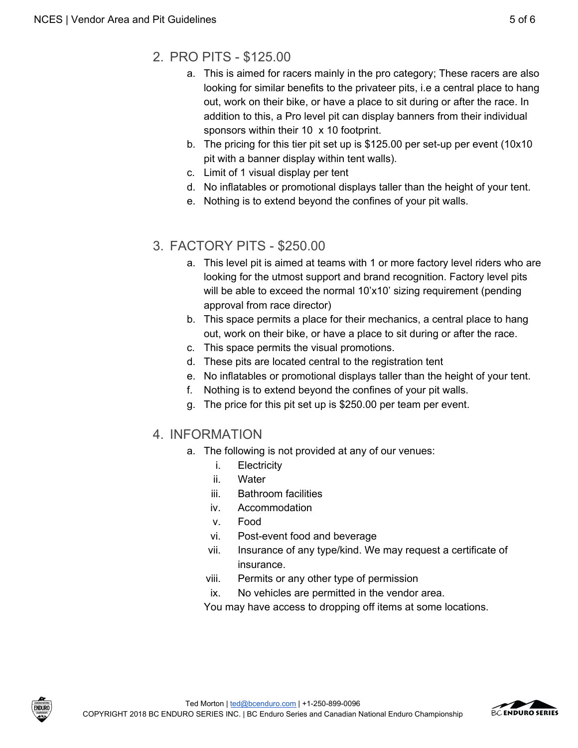## 2. PRO PITS - $125.00

a. This is aimed for racers mainly in the pro category; These racers are also looking for similar benefits to the privateer pits, i.e a central place to hang out, work on their bike, or have a place to sit during or after the race. In addition to this, a Pro level pit can display banners from their individual sponsors within their 10 x 10 footprint.
b. The pricing for this tier pit set up is $125.00 per set-up per event (10x10 pit with a banner display within tent walls).
c. Limit of 1 visual display per tent
d. No inflatables or promotional displays taller than the height of your tent.
e. Nothing is to extend beyond the confines of your pit walls.

## 3. FACTORY PITS - $250.00

a. This level pit is aimed at teams with 1 or more factory level riders who are looking for the utmost support and brand recognition. Factory level pits will be able to exceed the normal 10'x10' sizing requirement (pending approval from race director)
b. This space permits a place for their mechanics, a central place to hang out, work on their bike, or have a place to sit during or after the race.
c. This space permits the visual promotions.
d. These pits are located central to the registration tent
e. No inflatables or promotional displays taller than the height of your tent.
f. Nothing is to extend beyond the confines of your pit walls.
g. The price for this pit set up is $250.00 per team per event.

## 4. INFORMATION

a. The following is not provided at any of our venues:
   i. Electricity
   ii. Water
   iii. Bathroom facilities
   iv. Accommodation
   v. Food
   vi. Post-event food and beverage
   vii. Insurance of any type/kind. We may request a certificate of insurance.
   viii. Permits or any other type of permission
   ix. No vehicles are permitted in the vendor area.

   You may have access to dropping off items at some locations.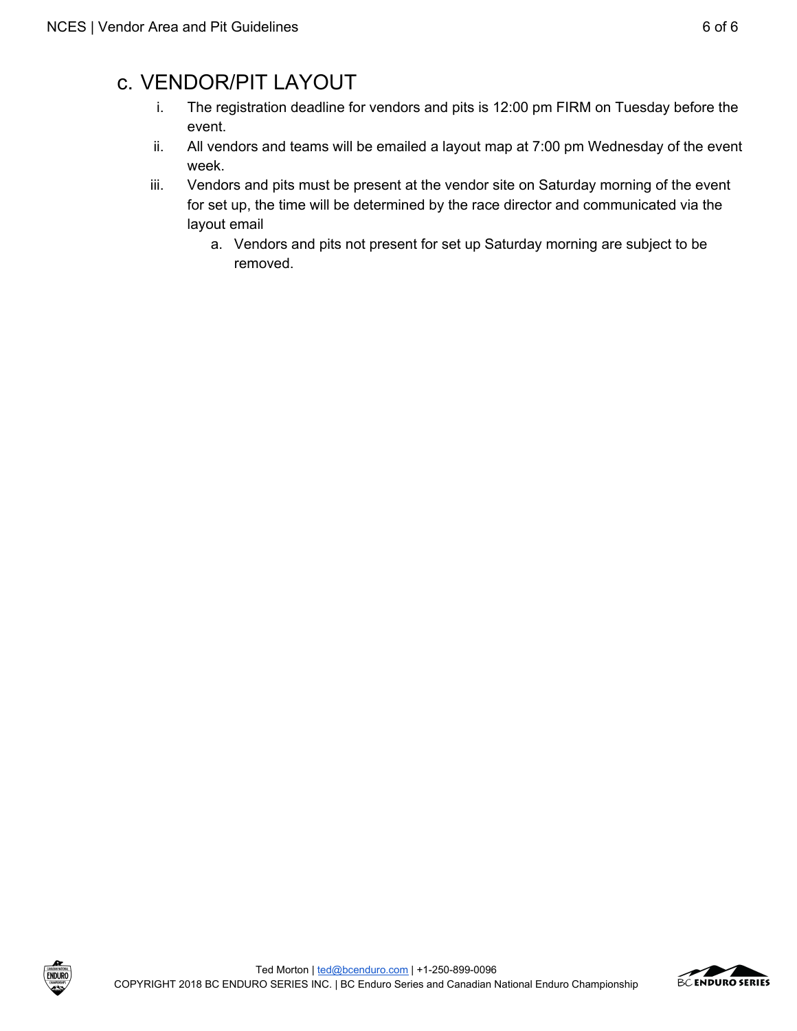## c. VENDOR/PIT LAYOUT

i. The registration deadline for vendors and pits is 12:00 pm FIRM on Tuesday before the event.

ii. All vendors and teams will be emailed a layout map at 7:00 pm Wednesday of the event week.

iii. Vendors and pits must be present at the vendor site on Saturday morning of the event for set up, the time will be determined by the race director and communicated via the layout email

   a. Vendors and pits not present for set up Saturday morning are subject to be removed.